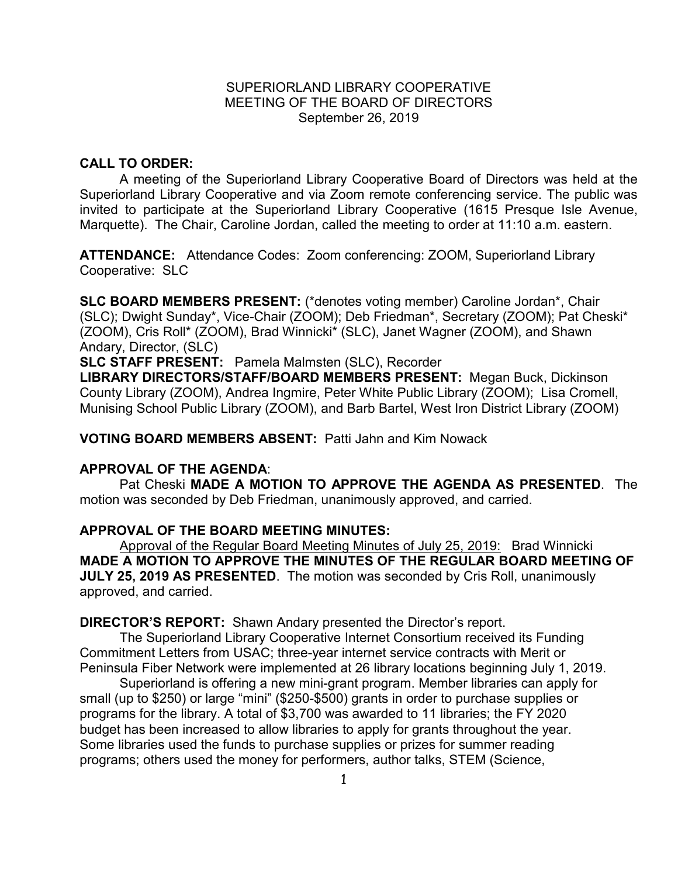SUPERIORLAND LIBRARY COOPERATIVE
MEETING OF THE BOARD OF DIRECTORS
September 26, 2019

**CALL TO ORDER:**

A meeting of the Superiorland Library Cooperative Board of Directors was held at the Superiorland Library Cooperative and via Zoom remote conferencing service. The public was invited to participate at the Superiorland Library Cooperative (1615 Presque Isle Avenue, Marquette). The Chair, Caroline Jordan, called the meeting to order at 11:10 a.m. eastern.

**ATTENDANCE:** Attendance Codes: Zoom conferencing: ZOOM, Superiorland Library Cooperative: SLC

**SLC BOARD MEMBERS PRESENT:** (*denotes voting member) Caroline Jordan*, Chair (SLC); Dwight Sunday*, Vice-Chair (ZOOM); Deb Friedman*, Secretary (ZOOM); Pat Cheski* (ZOOM), Cris Roll* (ZOOM), Brad Winnicki* (SLC), Janet Wagner (ZOOM), and Shawn Andary, Director, (SLC)

**SLC STAFF PRESENT:** Pamela Malmsten (SLC), Recorder

**LIBRARY DIRECTORS/STAFF/BOARD MEMBERS PRESENT:** Megan Buck, Dickinson County Library (ZOOM), Andrea Ingmire, Peter White Public Library (ZOOM); Lisa Cromell, Munising School Public Library (ZOOM), and Barb Bartel, West Iron District Library (ZOOM)

**VOTING BOARD MEMBERS ABSENT:** Patti Jahn and Kim Nowack

**APPROVAL OF THE AGENDA**:

Pat Cheski **MADE A MOTION TO APPROVE THE AGENDA AS PRESENTED**. The motion was seconded by Deb Friedman, unanimously approved, and carried.

**APPROVAL OF THE BOARD MEETING MINUTES:**

Approval of the Regular Board Meeting Minutes of July 25, 2019: Brad Winnicki **MADE A MOTION TO APPROVE THE MINUTES OF THE REGULAR BOARD MEETING OF JULY 25, 2019 AS PRESENTED**. The motion was seconded by Cris Roll, unanimously approved, and carried.

**DIRECTOR'S REPORT:** Shawn Andary presented the Director's report.

The Superiorland Library Cooperative Internet Consortium received its Funding Commitment Letters from USAC; three-year internet service contracts with Merit or Peninsula Fiber Network were implemented at 26 library locations beginning July 1, 2019.

Superiorland is offering a new mini-grant program. Member libraries can apply for small (up to $250) or large "mini" ($250-$500) grants in order to purchase supplies or programs for the library. A total of $3,700 was awarded to 11 libraries; the FY 2020 budget has been increased to allow libraries to apply for grants throughout the year. Some libraries used the funds to purchase supplies or prizes for summer reading programs; others used the money for performers, author talks, STEM (Science,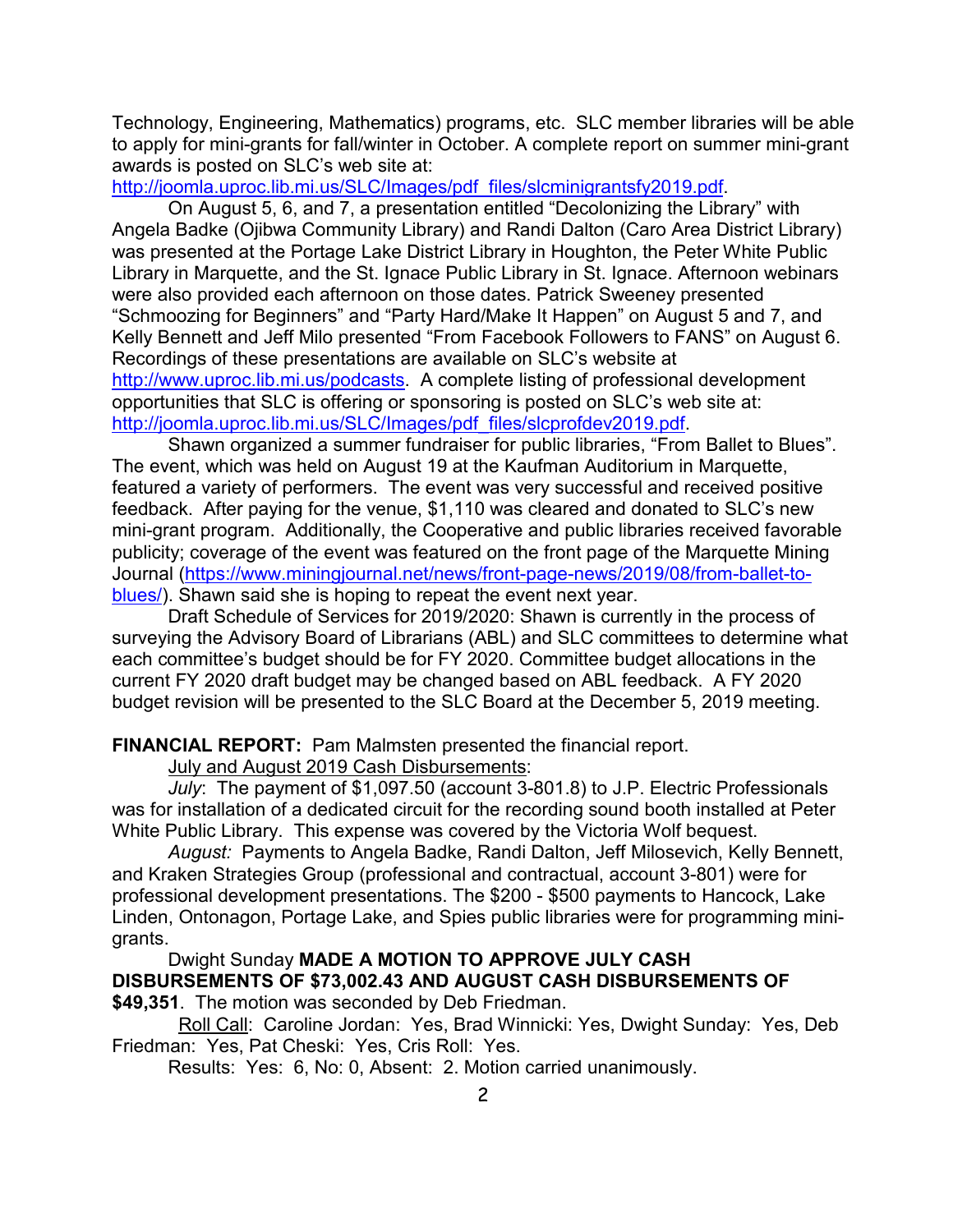Technology, Engineering, Mathematics) programs, etc. SLC member libraries will be able to apply for mini-grants for fall/winter in October. A complete report on summer mini-grant awards is posted on SLC's web site at: [http://joomla.uproc.lib.mi.us/SLC/Images/pdf_files/slcminigrantsfy2019.pdf](http://joomla.uproc.lib.mi.us/SLC/Images/pdf_files/slcminigrantsfy2019.pdf).

On August 5, 6, and 7, a presentation entitled "Decolonizing the Library" with Angela Badke (Ojibwa Community Library) and Randi Dalton (Caro Area District Library) was presented at the Portage Lake District Library in Houghton, the Peter White Public Library in Marquette, and the St. Ignace Public Library in St. Ignace. Afternoon webinars were also provided each afternoon on those dates. Patrick Sweeney presented "Schmoozing for Beginners" and "Party Hard/Make It Happen" on August 5 and 7, and Kelly Bennett and Jeff Milo presented "From Facebook Followers to FANS" on August 6. Recordings of these presentations are available on SLC's website at [http://www.uproc.lib.mi.us/podcasts](http://www.uproc.lib.mi.us/podcasts). A complete listing of professional development opportunities that SLC is offering or sponsoring is posted on SLC's web site at: [http://joomla.uproc.lib.mi.us/SLC/Images/pdf_files/slcprofdev2019.pdf](http://joomla.uproc.lib.mi.us/SLC/Images/pdf_files/slcprofdev2019.pdf).

Shawn organized a summer fundraiser for public libraries, "From Ballet to Blues". The event, which was held on August 19 at the Kaufman Auditorium in Marquette, featured a variety of performers. The event was very successful and received positive feedback. After paying for the venue, $1,110 was cleared and donated to SLC's new mini-grant program. Additionally, the Cooperative and public libraries received favorable publicity; coverage of the event was featured on the front page of the Marquette Mining Journal ([https://www.miningjournal.net/news/front-page-news/2019/08/from-ballet-to-blues/](https://www.miningjournal.net/news/front-page-news/2019/08/from-ballet-to-blues/)). Shawn said she is hoping to repeat the event next year.

Draft Schedule of Services for 2019/2020: Shawn is currently in the process of surveying the Advisory Board of Librarians (ABL) and SLC committees to determine what each committee's budget should be for FY 2020. Committee budget allocations in the current FY 2020 draft budget may be changed based on ABL feedback. A FY 2020 budget revision will be presented to the SLC Board at the December 5, 2019 meeting.

**FINANCIAL REPORT:** Pam Malmsten presented the financial report.

July and August 2019 Cash Disbursements:

*July*: The payment of $1,097.50 (account 3-801.8) to J.P. Electric Professionals was for installation of a dedicated circuit for the recording sound booth installed at Peter White Public Library. This expense was covered by the Victoria Wolf bequest.

*August:* Payments to Angela Badke, Randi Dalton, Jeff Milosevich, Kelly Bennett, and Kraken Strategies Group (professional and contractual, account 3-801) were for professional development presentations. The $200 - $500 payments to Hancock, Lake Linden, Ontonagon, Portage Lake, and Spies public libraries were for programming mini-grants.

Dwight Sunday **MADE A MOTION TO APPROVE JULY CASH DISBURSEMENTS OF $73,002.43 AND AUGUST CASH DISBURSEMENTS OF $49,351**. The motion was seconded by Deb Friedman.

Roll Call: Caroline Jordan: Yes, Brad Winnicki: Yes, Dwight Sunday: Yes, Deb Friedman: Yes, Pat Cheski: Yes, Cris Roll: Yes.

Results: Yes: 6, No: 0, Absent: 2. Motion carried unanimously.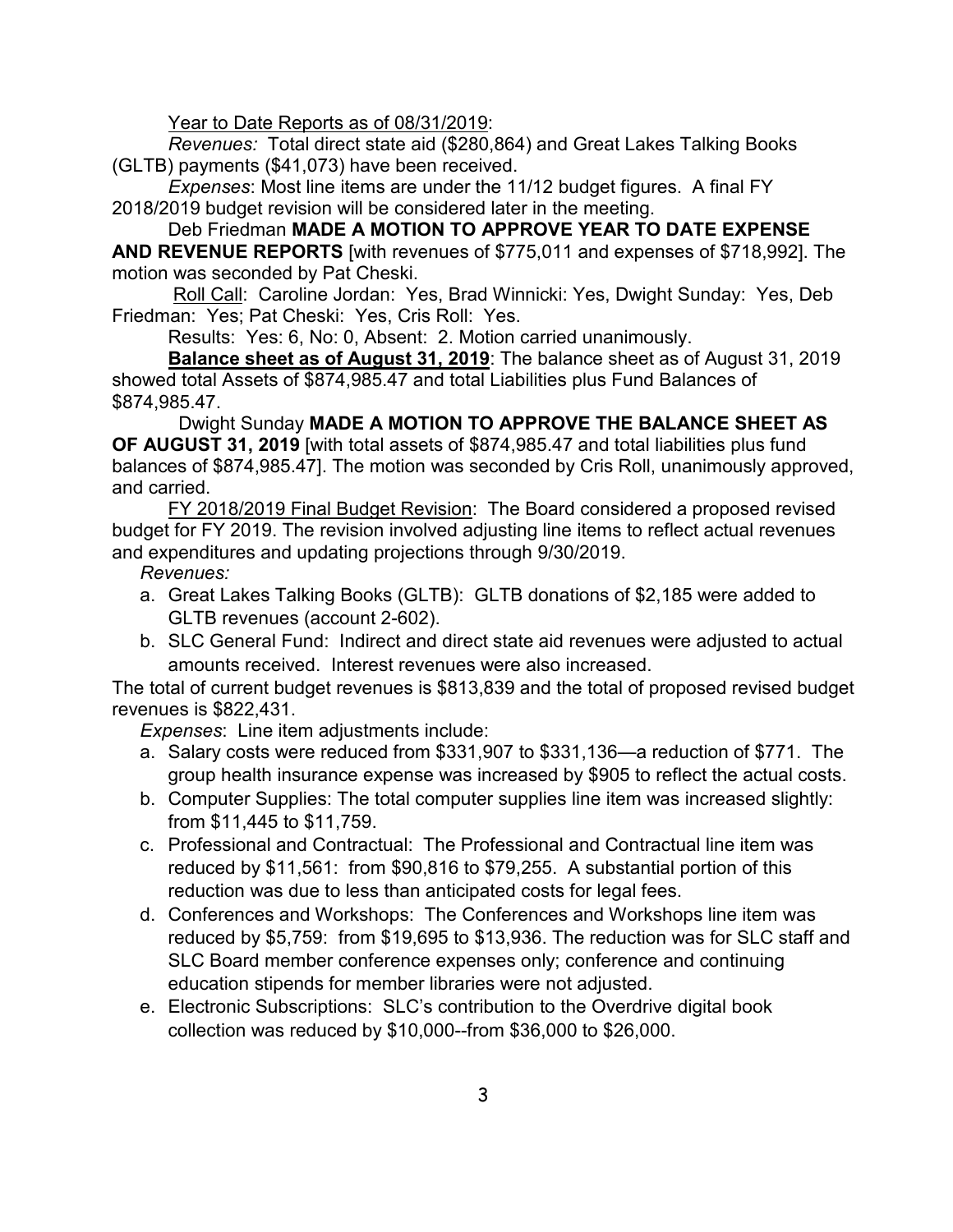Year to Date Reports as of 08/31/2019:

*Revenues:* Total direct state aid ($280,864) and Great Lakes Talking Books (GLTB) payments ($41,073) have been received.

*Expenses*: Most line items are under the 11/12 budget figures. A final FY 2018/2019 budget revision will be considered later in the meeting.

Deb Friedman **MADE A MOTION TO APPROVE YEAR TO DATE EXPENSE AND REVENUE REPORTS** [with revenues of $775,011 and expenses of $718,992]. The motion was seconded by Pat Cheski.

Roll Call: Caroline Jordan: Yes, Brad Winnicki: Yes, Dwight Sunday: Yes, Deb Friedman: Yes; Pat Cheski: Yes, Cris Roll: Yes.

Results: Yes: 6, No: 0, Absent: 2. Motion carried unanimously.

**Balance sheet as of August 31, 2019**: The balance sheet as of August 31, 2019 showed total Assets of $874,985.47 and total Liabilities plus Fund Balances of $874,985.47.

Dwight Sunday **MADE A MOTION TO APPROVE THE BALANCE SHEET AS OF AUGUST 31, 2019** [with total assets of $874,985.47 and total liabilities plus fund balances of $874,985.47]. The motion was seconded by Cris Roll, unanimously approved, and carried.

FY 2018/2019 Final Budget Revision: The Board considered a proposed revised budget for FY 2019. The revision involved adjusting line items to reflect actual revenues and expenditures and updating projections through 9/30/2019.

*Revenues:*

a. Great Lakes Talking Books (GLTB): GLTB donations of $2,185 were added to GLTB revenues (account 2-602).
b. SLC General Fund: Indirect and direct state aid revenues were adjusted to actual amounts received. Interest revenues were also increased.

The total of current budget revenues is $813,839 and the total of proposed revised budget revenues is $822,431.

*Expenses*: Line item adjustments include:

a. Salary costs were reduced from $331,907 to $331,136—a reduction of $771. The group health insurance expense was increased by $905 to reflect the actual costs.
b. Computer Supplies: The total computer supplies line item was increased slightly: from $11,445 to $11,759.
c. Professional and Contractual: The Professional and Contractual line item was reduced by $11,561: from $90,816 to $79,255. A substantial portion of this reduction was due to less than anticipated costs for legal fees.
d. Conferences and Workshops: The Conferences and Workshops line item was reduced by $5,759: from $19,695 to $13,936. The reduction was for SLC staff and SLC Board member conference expenses only; conference and continuing education stipends for member libraries were not adjusted.
e. Electronic Subscriptions: SLC's contribution to the Overdrive digital book collection was reduced by $10,000--from $36,000 to $26,000.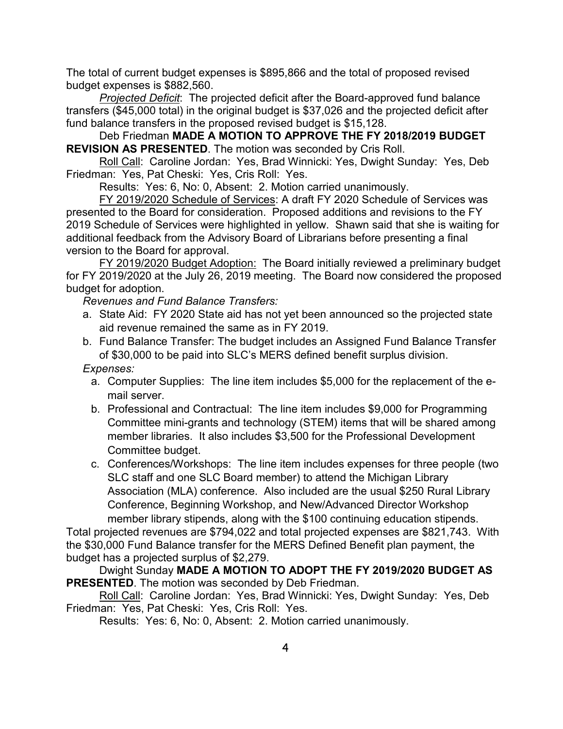The total of current budget expenses is $895,866 and the total of proposed revised budget expenses is $882,560.

*Projected Deficit*: The projected deficit after the Board-approved fund balance transfers ($45,000 total) in the original budget is $37,026 and the projected deficit after fund balance transfers in the proposed revised budget is $15,128.

Deb Friedman **MADE A MOTION TO APPROVE THE FY 2018/2019 BUDGET REVISION AS PRESENTED**. The motion was seconded by Cris Roll.

Roll Call: Caroline Jordan: Yes, Brad Winnicki: Yes, Dwight Sunday: Yes, Deb Friedman: Yes, Pat Cheski: Yes, Cris Roll: Yes.

Results: Yes: 6, No: 0, Absent: 2. Motion carried unanimously.

FY 2019/2020 Schedule of Services: A draft FY 2020 Schedule of Services was presented to the Board for consideration. Proposed additions and revisions to the FY 2019 Schedule of Services were highlighted in yellow. Shawn said that she is waiting for additional feedback from the Advisory Board of Librarians before presenting a final version to the Board for approval.

FY 2019/2020 Budget Adoption: The Board initially reviewed a preliminary budget for FY 2019/2020 at the July 26, 2019 meeting. The Board now considered the proposed budget for adoption.

*Revenues and Fund Balance Transfers:*

a. State Aid: FY 2020 State aid has not yet been announced so the projected state aid revenue remained the same as in FY 2019.
b. Fund Balance Transfer: The budget includes an Assigned Fund Balance Transfer of $30,000 to be paid into SLC's MERS defined benefit surplus division.

*Expenses:*

a. Computer Supplies: The line item includes $5,000 for the replacement of the e-mail server.
b. Professional and Contractual: The line item includes $9,000 for Programming Committee mini-grants and technology (STEM) items that will be shared among member libraries. It also includes $3,500 for the Professional Development Committee budget.
c. Conferences/Workshops: The line item includes expenses for three people (two SLC staff and one SLC Board member) to attend the Michigan Library Association (MLA) conference. Also included are the usual $250 Rural Library Conference, Beginning Workshop, and New/Advanced Director Workshop member library stipends, along with the $100 continuing education stipends.

Total projected revenues are $794,022 and total projected expenses are $821,743. With the $30,000 Fund Balance transfer for the MERS Defined Benefit plan payment, the budget has a projected surplus of $2,279.

Dwight Sunday **MADE A MOTION TO ADOPT THE FY 2019/2020 BUDGET AS PRESENTED**. The motion was seconded by Deb Friedman.

Roll Call: Caroline Jordan: Yes, Brad Winnicki: Yes, Dwight Sunday: Yes, Deb Friedman: Yes, Pat Cheski: Yes, Cris Roll: Yes.

Results: Yes: 6, No: 0, Absent: 2. Motion carried unanimously.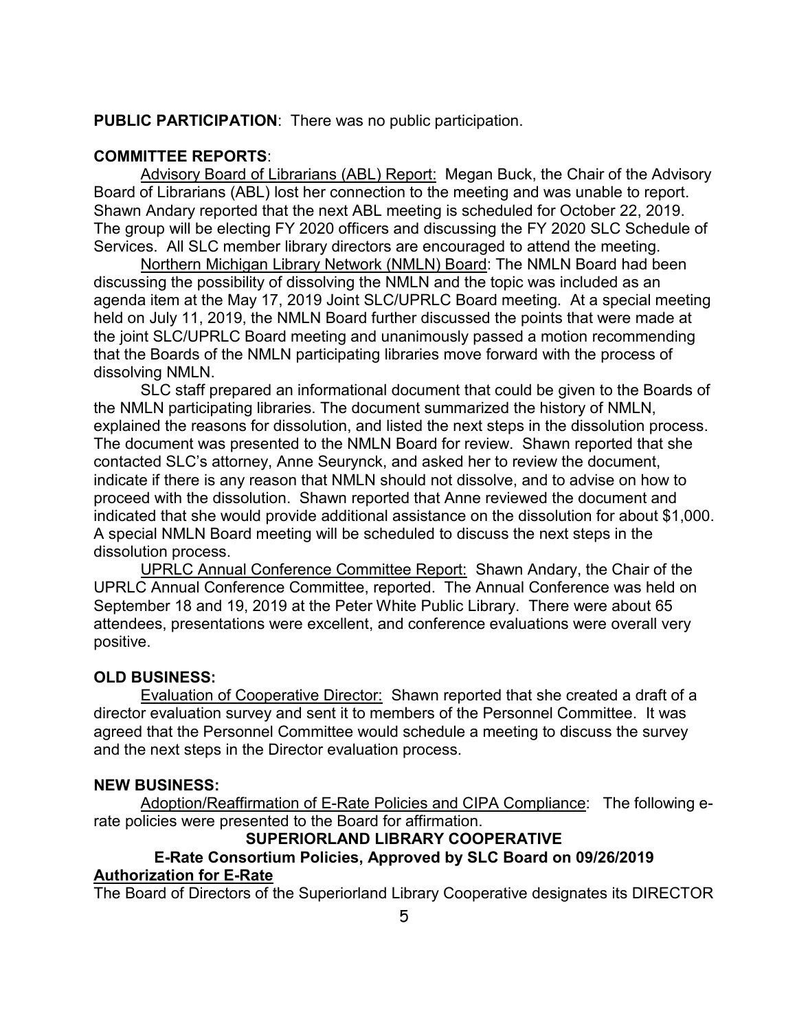**PUBLIC PARTICIPATION**: There was no public participation.

**COMMITTEE REPORTS**:

Advisory Board of Librarians (ABL) Report: Megan Buck, the Chair of the Advisory Board of Librarians (ABL) lost her connection to the meeting and was unable to report. Shawn Andary reported that the next ABL meeting is scheduled for October 22, 2019. The group will be electing FY 2020 officers and discussing the FY 2020 SLC Schedule of Services. All SLC member library directors are encouraged to attend the meeting.

Northern Michigan Library Network (NMLN) Board: The NMLN Board had been discussing the possibility of dissolving the NMLN and the topic was included as an agenda item at the May 17, 2019 Joint SLC/UPRLC Board meeting. At a special meeting held on July 11, 2019, the NMLN Board further discussed the points that were made at the joint SLC/UPRLC Board meeting and unanimously passed a motion recommending that the Boards of the NMLN participating libraries move forward with the process of dissolving NMLN.

SLC staff prepared an informational document that could be given to the Boards of the NMLN participating libraries. The document summarized the history of NMLN, explained the reasons for dissolution, and listed the next steps in the dissolution process. The document was presented to the NMLN Board for review. Shawn reported that she contacted SLC's attorney, Anne Seurynck, and asked her to review the document, indicate if there is any reason that NMLN should not dissolve, and to advise on how to proceed with the dissolution. Shawn reported that Anne reviewed the document and indicated that she would provide additional assistance on the dissolution for about $1,000. A special NMLN Board meeting will be scheduled to discuss the next steps in the dissolution process.

UPRLC Annual Conference Committee Report: Shawn Andary, the Chair of the UPRLC Annual Conference Committee, reported. The Annual Conference was held on September 18 and 19, 2019 at the Peter White Public Library. There were about 65 attendees, presentations were excellent, and conference evaluations were overall very positive.

**OLD BUSINESS:**

Evaluation of Cooperative Director: Shawn reported that she created a draft of a director evaluation survey and sent it to members of the Personnel Committee. It was agreed that the Personnel Committee would schedule a meeting to discuss the survey and the next steps in the Director evaluation process.

**NEW BUSINESS:**

Adoption/Reaffirmation of E-Rate Policies and CIPA Compliance: The following e-rate policies were presented to the Board for affirmation.

**SUPERIORLAND LIBRARY COOPERATIVE**

**E-Rate Consortium Policies, Approved by SLC Board on 09/26/2019**

**Authorization for E-Rate**

The Board of Directors of the Superiorland Library Cooperative designates its DIRECTOR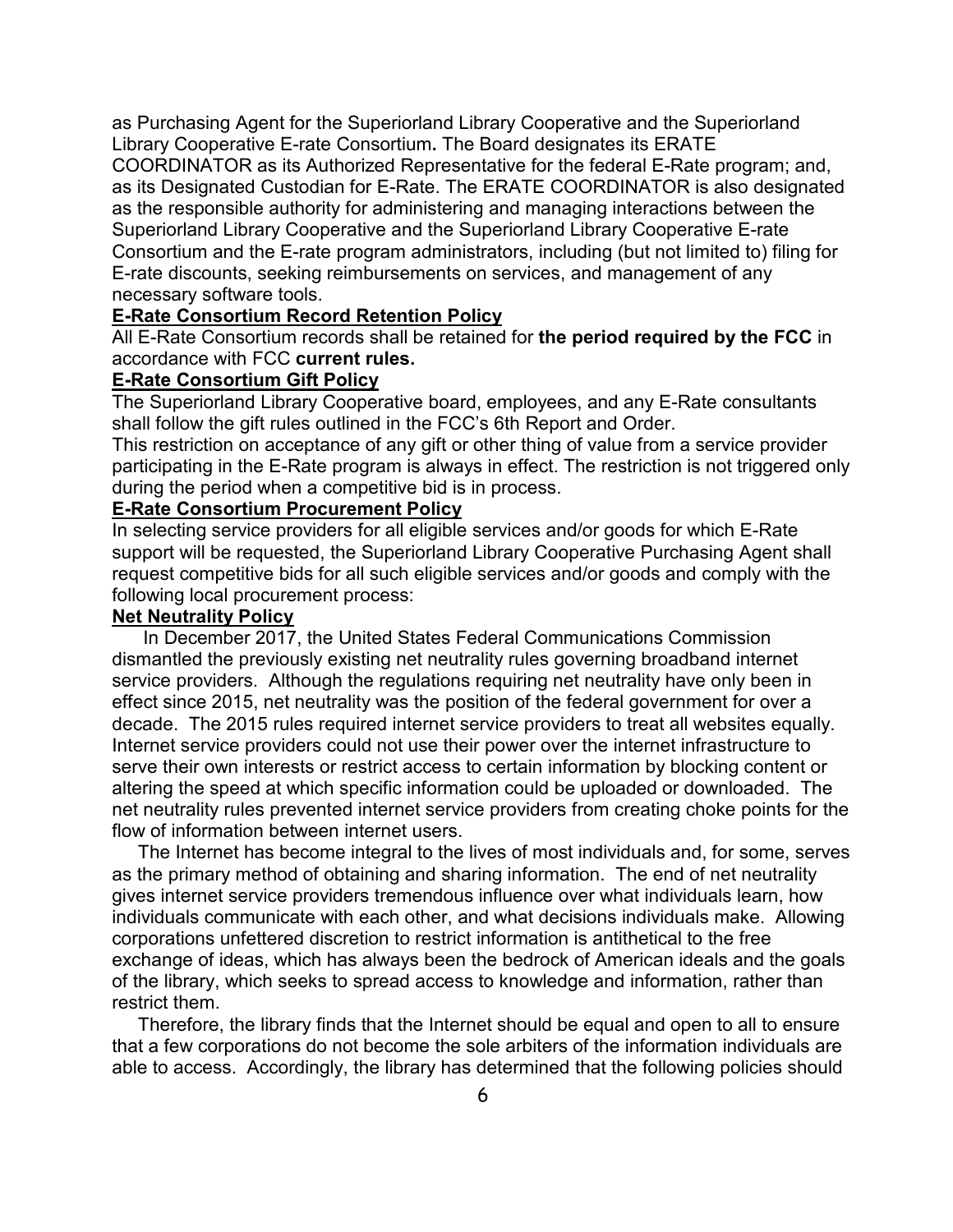as Purchasing Agent for the Superiorland Library Cooperative and the Superiorland Library Cooperative E-rate Consortium**.** The Board designates its ERATE COORDINATOR as its Authorized Representative for the federal E-Rate program; and, as its Designated Custodian for E-Rate. The ERATE COORDINATOR is also designated as the responsible authority for administering and managing interactions between the Superiorland Library Cooperative and the Superiorland Library Cooperative E-rate Consortium and the E-rate program administrators, including (but not limited to) filing for E-rate discounts, seeking reimbursements on services, and management of any necessary software tools.

**E-Rate Consortium Record Retention Policy**

All E-Rate Consortium records shall be retained for **the period required by the FCC** in accordance with FCC **current rules.**

**E-Rate Consortium Gift Policy**

The Superiorland Library Cooperative board, employees, and any E-Rate consultants shall follow the gift rules outlined in the FCC's 6th Report and Order.

This restriction on acceptance of any gift or other thing of value from a service provider participating in the E-Rate program is always in effect. The restriction is not triggered only during the period when a competitive bid is in process.

**E-Rate Consortium Procurement Policy**

In selecting service providers for all eligible services and/or goods for which E-Rate support will be requested, the Superiorland Library Cooperative Purchasing Agent shall request competitive bids for all such eligible services and/or goods and comply with the following local procurement process:

**Net Neutrality Policy**

In December 2017, the United States Federal Communications Commission dismantled the previously existing net neutrality rules governing broadband internet service providers. Although the regulations requiring net neutrality have only been in effect since 2015, net neutrality was the position of the federal government for over a decade. The 2015 rules required internet service providers to treat all websites equally. Internet service providers could not use their power over the internet infrastructure to serve their own interests or restrict access to certain information by blocking content or altering the speed at which specific information could be uploaded or downloaded. The net neutrality rules prevented internet service providers from creating choke points for the flow of information between internet users.

The Internet has become integral to the lives of most individuals and, for some, serves as the primary method of obtaining and sharing information. The end of net neutrality gives internet service providers tremendous influence over what individuals learn, how individuals communicate with each other, and what decisions individuals make. Allowing corporations unfettered discretion to restrict information is antithetical to the free exchange of ideas, which has always been the bedrock of American ideals and the goals of the library, which seeks to spread access to knowledge and information, rather than restrict them.

Therefore, the library finds that the Internet should be equal and open to all to ensure that a few corporations do not become the sole arbiters of the information individuals are able to access. Accordingly, the library has determined that the following policies should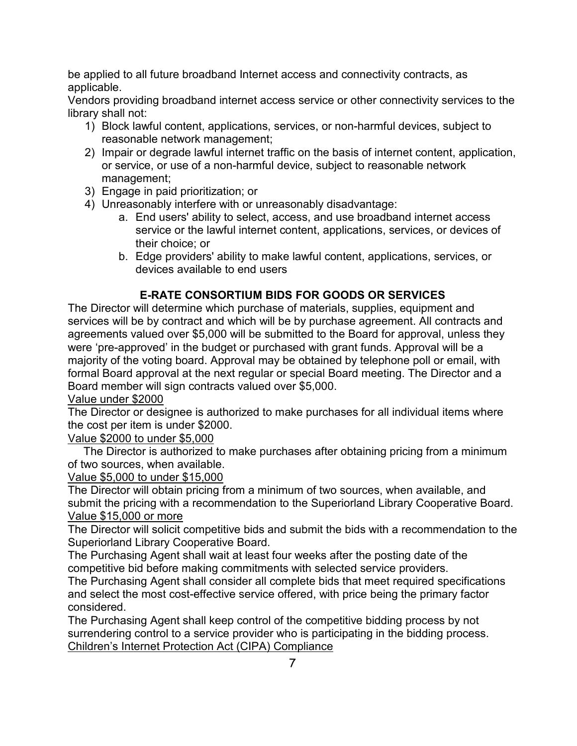be applied to all future broadband Internet access and connectivity contracts, as applicable.

Vendors providing broadband internet access service or other connectivity services to the library shall not:

1) Block lawful content, applications, services, or non-harmful devices, subject to reasonable network management;
2) Impair or degrade lawful internet traffic on the basis of internet content, application, or service, or use of a non-harmful device, subject to reasonable network management;
3) Engage in paid prioritization; or
4) Unreasonably interfere with or unreasonably disadvantage:
    a. End users' ability to select, access, and use broadband internet access service or the lawful internet content, applications, services, or devices of their choice; or
    b. Edge providers' ability to make lawful content, applications, services, or devices available to end users

## E-RATE CONSORTIUM BIDS FOR GOODS OR SERVICES

The Director will determine which purchase of materials, supplies, equipment and services will be by contract and which will be by purchase agreement. All contracts and agreements valued over $5,000 will be submitted to the Board for approval, unless they were 'pre-approved' in the budget or purchased with grant funds. Approval will be a majority of the voting board. Approval may be obtained by telephone poll or email, with formal Board approval at the next regular or special Board meeting. The Director and a Board member will sign contracts valued over $5,000.

<u>Value under $2000</u>

The Director or designee is authorized to make purchases for all individual items where the cost per item is under $2000.

<u>Value $2000 to under $5,000</u>

The Director is authorized to make purchases after obtaining pricing from a minimum of two sources, when available.

<u>Value $5,000 to under $15,000</u>

The Director will obtain pricing from a minimum of two sources, when available, and submit the pricing with a recommendation to the Superiorland Library Cooperative Board.

<u>Value $15,000 or more</u>

The Director will solicit competitive bids and submit the bids with a recommendation to the Superiorland Library Cooperative Board.

The Purchasing Agent shall wait at least four weeks after the posting date of the competitive bid before making commitments with selected service providers.

The Purchasing Agent shall consider all complete bids that meet required specifications and select the most cost-effective service offered, with price being the primary factor considered.

The Purchasing Agent shall keep control of the competitive bidding process by not surrendering control to a service provider who is participating in the bidding process.

<u>Children's Internet Protection Act (CIPA) Compliance</u>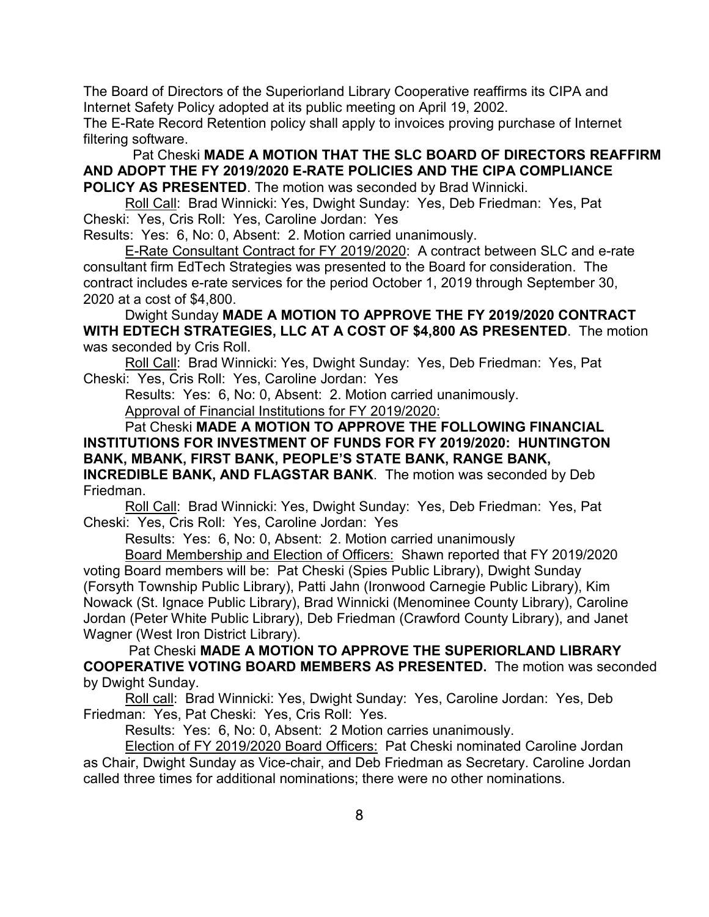The Board of Directors of the Superiorland Library Cooperative reaffirms its CIPA and Internet Safety Policy adopted at its public meeting on April 19, 2002.
The E-Rate Record Retention policy shall apply to invoices proving purchase of Internet filtering software.

Pat Cheski **MADE A MOTION THAT THE SLC BOARD OF DIRECTORS REAFFIRM AND ADOPT THE FY 2019/2020 E-RATE POLICIES AND THE CIPA COMPLIANCE POLICY AS PRESENTED**. The motion was seconded by Brad Winnicki.

Roll Call: Brad Winnicki: Yes, Dwight Sunday: Yes, Deb Friedman: Yes, Pat Cheski: Yes, Cris Roll: Yes, Caroline Jordan: Yes
Results: Yes: 6, No: 0, Absent: 2. Motion carried unanimously.

E-Rate Consultant Contract for FY 2019/2020: A contract between SLC and e-rate consultant firm EdTech Strategies was presented to the Board for consideration. The contract includes e-rate services for the period October 1, 2019 through September 30, 2020 at a cost of $4,800.

Dwight Sunday **MADE A MOTION TO APPROVE THE FY 2019/2020 CONTRACT WITH EDTECH STRATEGIES, LLC AT A COST OF $4,800 AS PRESENTED**. The motion was seconded by Cris Roll.

Roll Call: Brad Winnicki: Yes, Dwight Sunday: Yes, Deb Friedman: Yes, Pat Cheski: Yes, Cris Roll: Yes, Caroline Jordan: Yes

Results: Yes: 6, No: 0, Absent: 2. Motion carried unanimously.

Approval of Financial Institutions for FY 2019/2020:

Pat Cheski **MADE A MOTION TO APPROVE THE FOLLOWING FINANCIAL INSTITUTIONS FOR INVESTMENT OF FUNDS FOR FY 2019/2020: HUNTINGTON BANK, MBANK, FIRST BANK, PEOPLE'S STATE BANK, RANGE BANK, INCREDIBLE BANK, AND FLAGSTAR BANK**. The motion was seconded by Deb Friedman.

Roll Call: Brad Winnicki: Yes, Dwight Sunday: Yes, Deb Friedman: Yes, Pat Cheski: Yes, Cris Roll: Yes, Caroline Jordan: Yes

Results: Yes: 6, No: 0, Absent: 2. Motion carried unanimously

Board Membership and Election of Officers: Shawn reported that FY 2019/2020 voting Board members will be: Pat Cheski (Spies Public Library), Dwight Sunday (Forsyth Township Public Library), Patti Jahn (Ironwood Carnegie Public Library), Kim Nowack (St. Ignace Public Library), Brad Winnicki (Menominee County Library), Caroline Jordan (Peter White Public Library), Deb Friedman (Crawford County Library), and Janet Wagner (West Iron District Library).

Pat Cheski **MADE A MOTION TO APPROVE THE SUPERIORLAND LIBRARY COOPERATIVE VOTING BOARD MEMBERS AS PRESENTED.** The motion was seconded by Dwight Sunday.

Roll call: Brad Winnicki: Yes, Dwight Sunday: Yes, Caroline Jordan: Yes, Deb Friedman: Yes, Pat Cheski: Yes, Cris Roll: Yes.

Results: Yes: 6, No: 0, Absent: 2 Motion carries unanimously.

Election of FY 2019/2020 Board Officers: Pat Cheski nominated Caroline Jordan as Chair, Dwight Sunday as Vice-chair, and Deb Friedman as Secretary. Caroline Jordan called three times for additional nominations; there were no other nominations.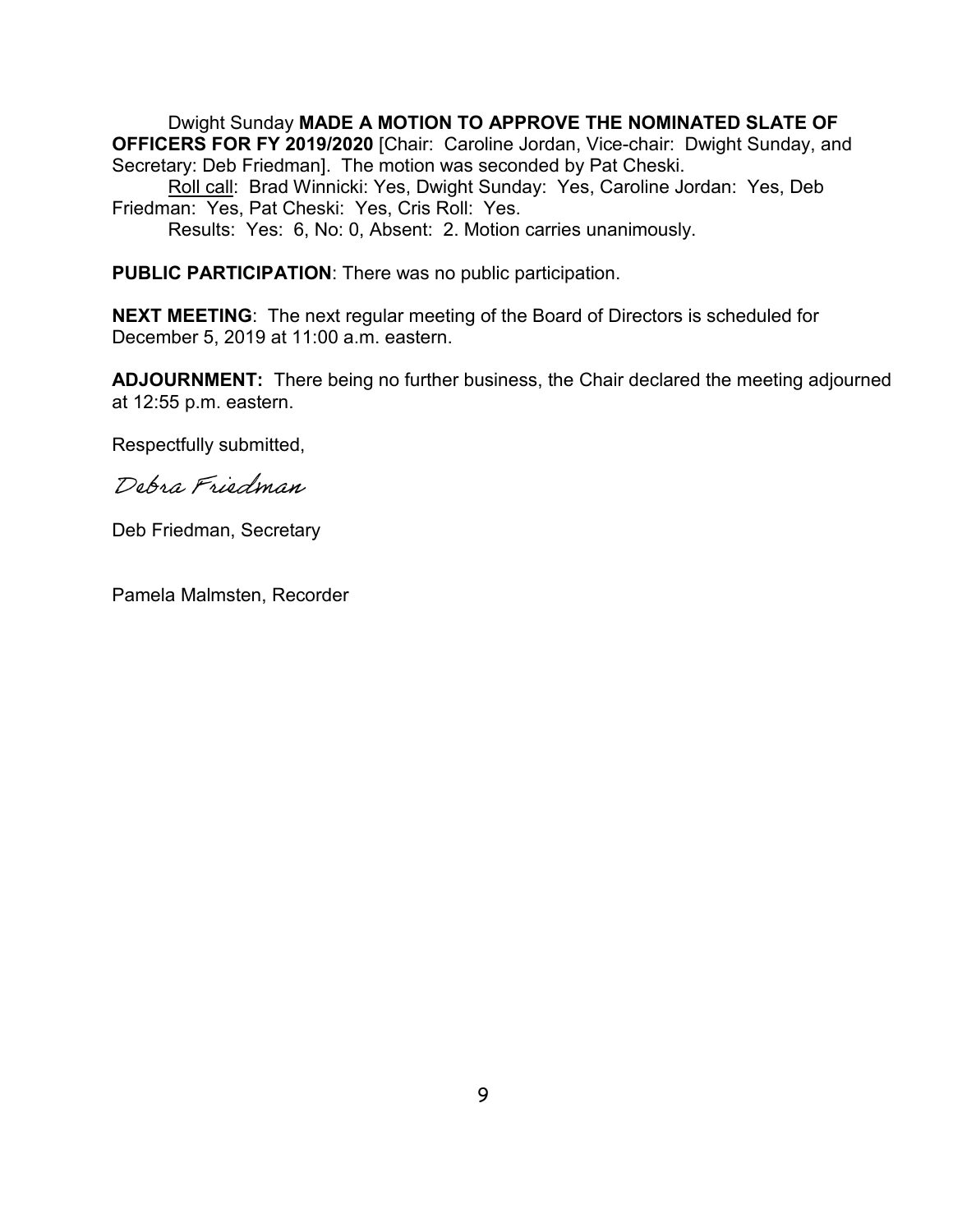Dwight Sunday **MADE A MOTION TO APPROVE THE NOMINATED SLATE OF OFFICERS FOR FY 2019/2020** [Chair: Caroline Jordan, Vice-chair: Dwight Sunday, and Secretary: Deb Friedman]. The motion was seconded by Pat Cheski.

Roll call: Brad Winnicki: Yes, Dwight Sunday: Yes, Caroline Jordan: Yes, Deb Friedman: Yes, Pat Cheski: Yes, Cris Roll: Yes.

Results: Yes: 6, No: 0, Absent: 2. Motion carries unanimously.

**PUBLIC PARTICIPATION**: There was no public participation.

**NEXT MEETING**: The next regular meeting of the Board of Directors is scheduled for December 5, 2019 at 11:00 a.m. eastern.

**ADJOURNMENT:** There being no further business, the Chair declared the meeting adjourned at 12:55 p.m. eastern.

Respectfully submitted,

*Debra Friedman*

Deb Friedman, Secretary

Pamela Malmsten, Recorder